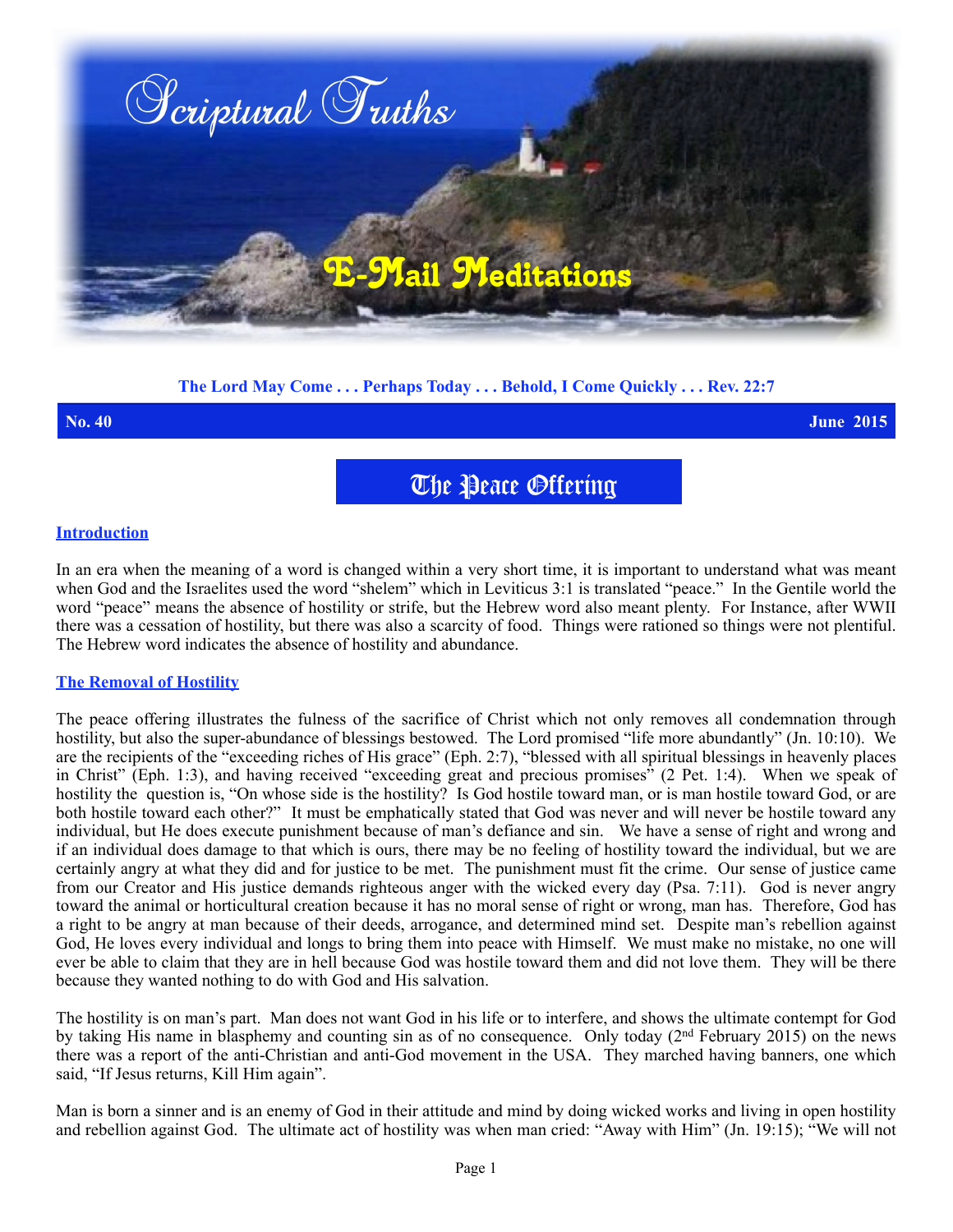# Scriptural Truths

## E-Mail Meditations

**The Lord May Come . . . Perhaps Today . . . Behold, I Come Quickly . . . Rev. 22:7**

**No. 40** **June 2015**

# The Peace Offering

## Introduction

In an era when the meaning of a word is changed within a very short time, it is important to understand what was meant when God and the Israelites used the word "shelem" which in Leviticus 3:1 is translated "peace." In the Gentile world the word "peace" means the absence of hostility or strife, but the Hebrew word also meant plenty. For Instance, after WWII there was a cessation of hostility, but there was also a scarcity of food. Things were rationed so things were not plentiful. The Hebrew word indicates the absence of hostility and abundance.

## The Removal of Hostility

The peace offering illustrates the fulness of the sacrifice of Christ which not only removes all condemnation through hostility, but also the super-abundance of blessings bestowed. The Lord promised "life more abundantly" (Jn. 10:10). We are the recipients of the "exceeding riches of His grace" (Eph. 2:7), "blessed with all spiritual blessings in heavenly places in Christ" (Eph. 1:3), and having received "exceeding great and precious promises" (2 Pet. 1:4). When we speak of hostility the question is, "On whose side is the hostility? Is God hostile toward man, or is man hostile toward God, or are both hostile toward each other?" It must be emphatically stated that God was never and will never be hostile toward any individual, but He does execute punishment because of man's defiance and sin. We have a sense of right and wrong and if an individual does damage to that which is ours, there may be no feeling of hostility toward the individual, but we are certainly angry at what they did and for justice to be met. The punishment must fit the crime. Our sense of justice came from our Creator and His justice demands righteous anger with the wicked every day (Psa. 7:11). God is never angry toward the animal or horticultural creation because it has no moral sense of right or wrong, man has. Therefore, God has a right to be angry at man because of their deeds, arrogance, and determined mind set. Despite man's rebellion against God, He loves every individual and longs to bring them into peace with Himself. We must make no mistake, no one will ever be able to claim that they are in hell because God was hostile toward them and did not love them. They will be there because they wanted nothing to do with God and His salvation.

The hostility is on man's part. Man does not want God in his life or to interfere, and shows the ultimate contempt for God by taking His name in blasphemy and counting sin as of no consequence. Only today (2nd February 2015) on the news there was a report of the anti-Christian and anti-God movement in the USA. They marched having banners, one which said, "If Jesus returns, Kill Him again".

Man is born a sinner and is an enemy of God in their attitude and mind by doing wicked works and living in open hostility and rebellion against God. The ultimate act of hostility was when man cried: "Away with Him" (Jn. 19:15); "We will not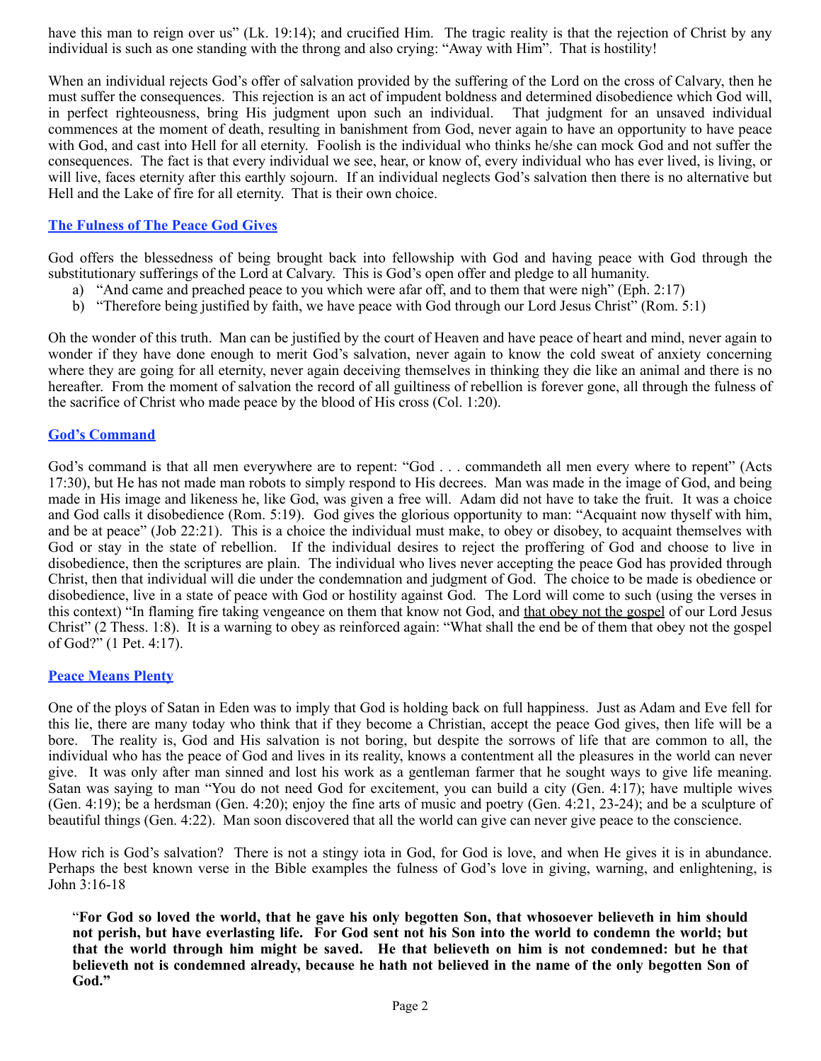have this man to reign over us" (Lk. 19:14); and crucified Him. The tragic reality is that the rejection of Christ by any individual is such as one standing with the throng and also crying: "Away with Him". That is hostility!

When an individual rejects God's offer of salvation provided by the suffering of the Lord on the cross of Calvary, then he must suffer the consequences. This rejection is an act of impudent boldness and determined disobedience which God will, in perfect righteousness, bring His judgment upon such an individual. That judgment for an unsaved individual commences at the moment of death, resulting in banishment from God, never again to have an opportunity to have peace with God, and cast into Hell for all eternity. Foolish is the individual who thinks he/she can mock God and not suffer the consequences. The fact is that every individual we see, hear, or know of, every individual who has ever lived, is living, or will live, faces eternity after this earthly sojourn. If an individual neglects God's salvation then there is no alternative but Hell and the Lake of fire for all eternity. That is their own choice.

## The Fulness of The Peace God Gives

God offers the blessedness of being brought back into fellowship with God and having peace with God through the substitutionary sufferings of the Lord at Calvary. This is God's open offer and pledge to all humanity.

a) "And came and preached peace to you which were afar off, and to them that were nigh" (Eph. 2:17)
b) "Therefore being justified by faith, we have peace with God through our Lord Jesus Christ" (Rom. 5:1)

Oh the wonder of this truth. Man can be justified by the court of Heaven and have peace of heart and mind, never again to wonder if they have done enough to merit God's salvation, never again to know the cold sweat of anxiety concerning where they are going for all eternity, never again deceiving themselves in thinking they die like an animal and there is no hereafter. From the moment of salvation the record of all guiltiness of rebellion is forever gone, all through the fulness of the sacrifice of Christ who made peace by the blood of His cross (Col. 1:20).

## God's Command

God's command is that all men everywhere are to repent: "God . . . commandeth all men every where to repent" (Acts 17:30), but He has not made man robots to simply respond to His decrees. Man was made in the image of God, and being made in His image and likeness he, like God, was given a free will. Adam did not have to take the fruit. It was a choice and God calls it disobedience (Rom. 5:19). God gives the glorious opportunity to man: "Acquaint now thyself with him, and be at peace" (Job 22:21). This is a choice the individual must make, to obey or disobey, to acquaint themselves with God or stay in the state of rebellion. If the individual desires to reject the proffering of God and choose to live in disobedience, then the scriptures are plain. The individual who lives never accepting the peace God has provided through Christ, then that individual will die under the condemnation and judgment of God. The choice to be made is obedience or disobedience, live in a state of peace with God or hostility against God. The Lord will come to such (using the verses in this context) "In flaming fire taking vengeance on them that know not God, and <u>that obey not the gospel</u> of our Lord Jesus Christ" (2 Thess. 1:8). It is a warning to obey as reinforced again: "What shall the end be of them that obey not the gospel of God?" (1 Pet. 4:17).

## Peace Means Plenty

One of the ploys of Satan in Eden was to imply that God is holding back on full happiness. Just as Adam and Eve fell for this lie, there are many today who think that if they become a Christian, accept the peace God gives, then life will be a bore. The reality is, God and His salvation is not boring, but despite the sorrows of life that are common to all, the individual who has the peace of God and lives in its reality, knows a contentment all the pleasures in the world can never give. It was only after man sinned and lost his work as a gentleman farmer that he sought ways to give life meaning. Satan was saying to man "You do not need God for excitement, you can build a city (Gen. 4:17); have multiple wives (Gen. 4:19); be a herdsman (Gen. 4:20); enjoy the fine arts of music and poetry (Gen. 4:21, 23-24); and be a sculpture of beautiful things (Gen. 4:22). Man soon discovered that all the world can give can never give peace to the conscience.

How rich is God's salvation? There is not a stingy iota in God, for God is love, and when He gives it is in abundance. Perhaps the best known verse in the Bible examples the fulness of God's love in giving, warning, and enlightening, is John 3:16-18

> "**For God so loved the world, that he gave his only begotten Son, that whosoever believeth in him should not perish, but have everlasting life. For God sent not his Son into the world to condemn the world; but that the world through him might be saved. He that believeth on him is not condemned: but he that believeth not is condemned already, because he hath not believed in the name of the only begotten Son of God."**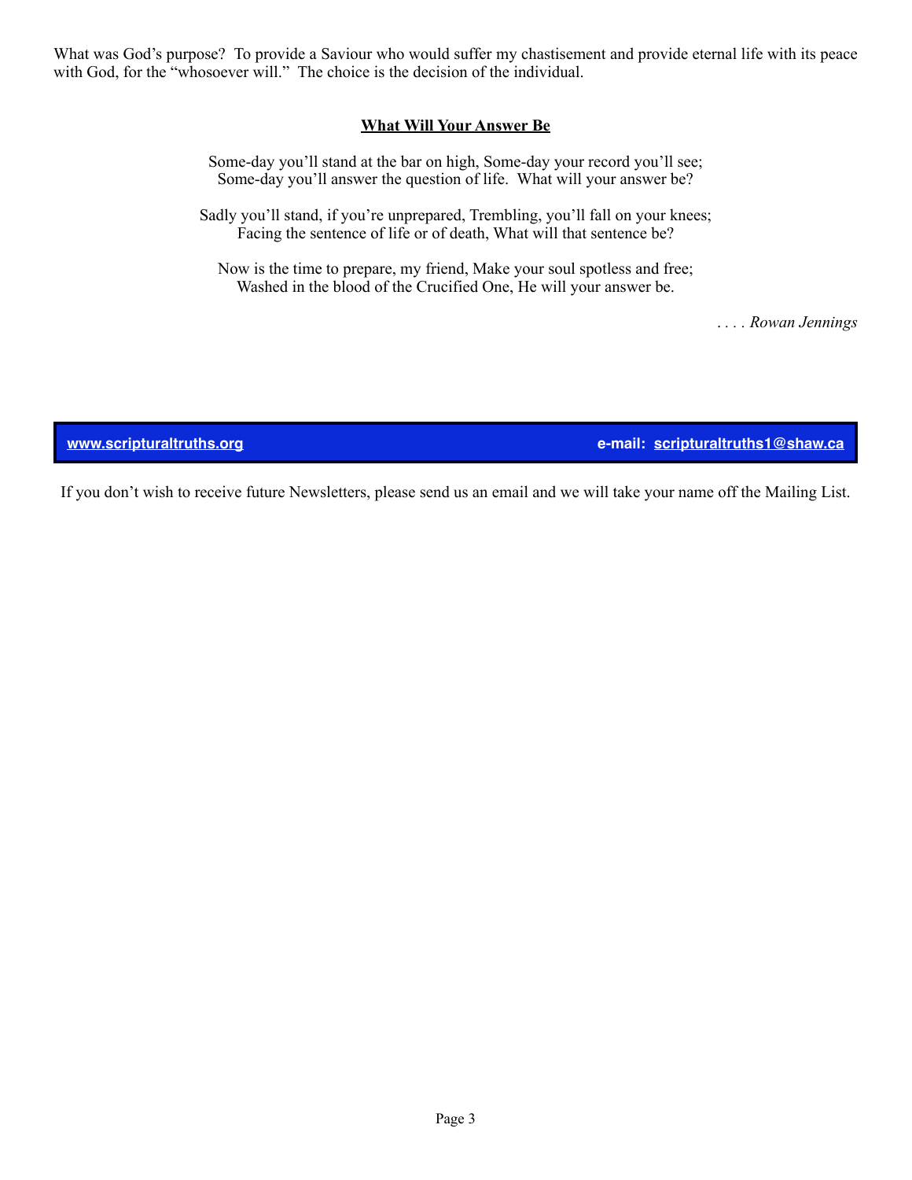What was God's purpose? To provide a Saviour who would suffer my chastisement and provide eternal life with its peace with God, for the "whosoever will." The choice is the decision of the individual.

### What Will Your Answer Be

Some-day you'll stand at the bar on high, Some-day your record you'll see;
Some-day you'll answer the question of life. What will your answer be?

Sadly you'll stand, if you're unprepared, Trembling, you'll fall on your knees;
Facing the sentence of life or of death, What will that sentence be?

Now is the time to prepare, my friend, Make your soul spotless and free;
Washed in the blood of the Crucified One, He will your answer be.

. . . . *Rowan Jennings*

**www.scripturaltruths.org** **e-mail: scripturaltruths1@shaw.ca**

If you don't wish to receive future Newsletters, please send us an email and we will take your name off the Mailing List.